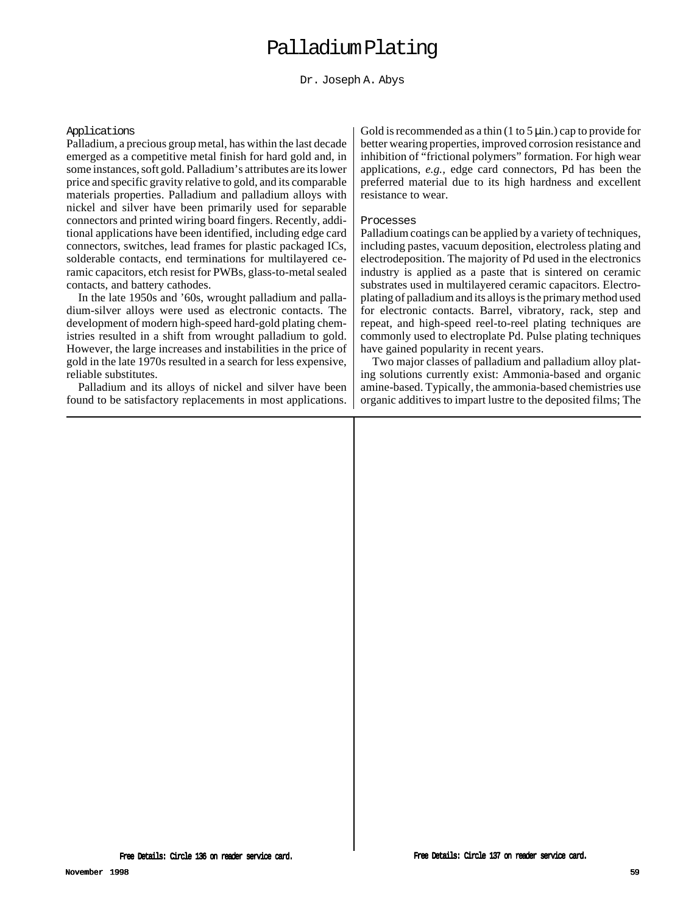# Palladium Plating

Dr. Joseph A. Abys

## Applications

Palladium, a precious group metal, has within the last decade emerged as a competitive metal finish for hard gold and, in some instances, soft gold. Palladium's attributes are its lower price and specific gravity relative to gold, and its comparable materials properties. Palladium and palladium alloys with nickel and silver have been primarily used for separable connectors and printed wiring board fingers. Recently, additional applications have been identified, including edge card connectors, switches, lead frames for plastic packaged ICs, solderable contacts, end terminations for multilayered ceramic capacitors, etch resist for PWBs, glass-to-metal sealed contacts, and battery cathodes.

In the late 1950s and '60s, wrought palladium and palladium-silver alloys were used as electronic contacts. The development of modern high-speed hard-gold plating chemistries resulted in a shift from wrought palladium to gold. However, the large increases and instabilities in the price of gold in the late 1970s resulted in a search for less expensive, reliable substitutes.

Palladium and its alloys of nickel and silver have been found to be satisfactory replacements in most applications. Gold is recommended as a thin (1 to 5 µin.) cap to provide for better wearing properties, improved corrosion resistance and inhibition of "frictional polymers" formation. For high wear applications, *e.g.*, edge card connectors, Pd has been the preferred material due to its high hardness and excellent resistance to wear.

## Processes

Palladium coatings can be applied by a variety of techniques, including pastes, vacuum deposition, electroless plating and electrodeposition. The majority of Pd used in the electronics industry is applied as a paste that is sintered on ceramic substrates used in multilayered ceramic capacitors. Electroplating of palladium and its alloys is the primary method used for electronic contacts. Barrel, vibratory, rack, step and repeat, and high-speed reel-to-reel plating techniques are commonly used to electroplate Pd. Pulse plating techniques have gained popularity in recent years.

Two major classes of palladium and palladium alloy plating solutions currently exist: Ammonia-based and organic amine-based. Typically, the ammonia-based chemistries use organic additives to impart lustre to the deposited films; The

Free Details: Circle 136 on reader service card.

Free Details: Circle 137 on reader service card.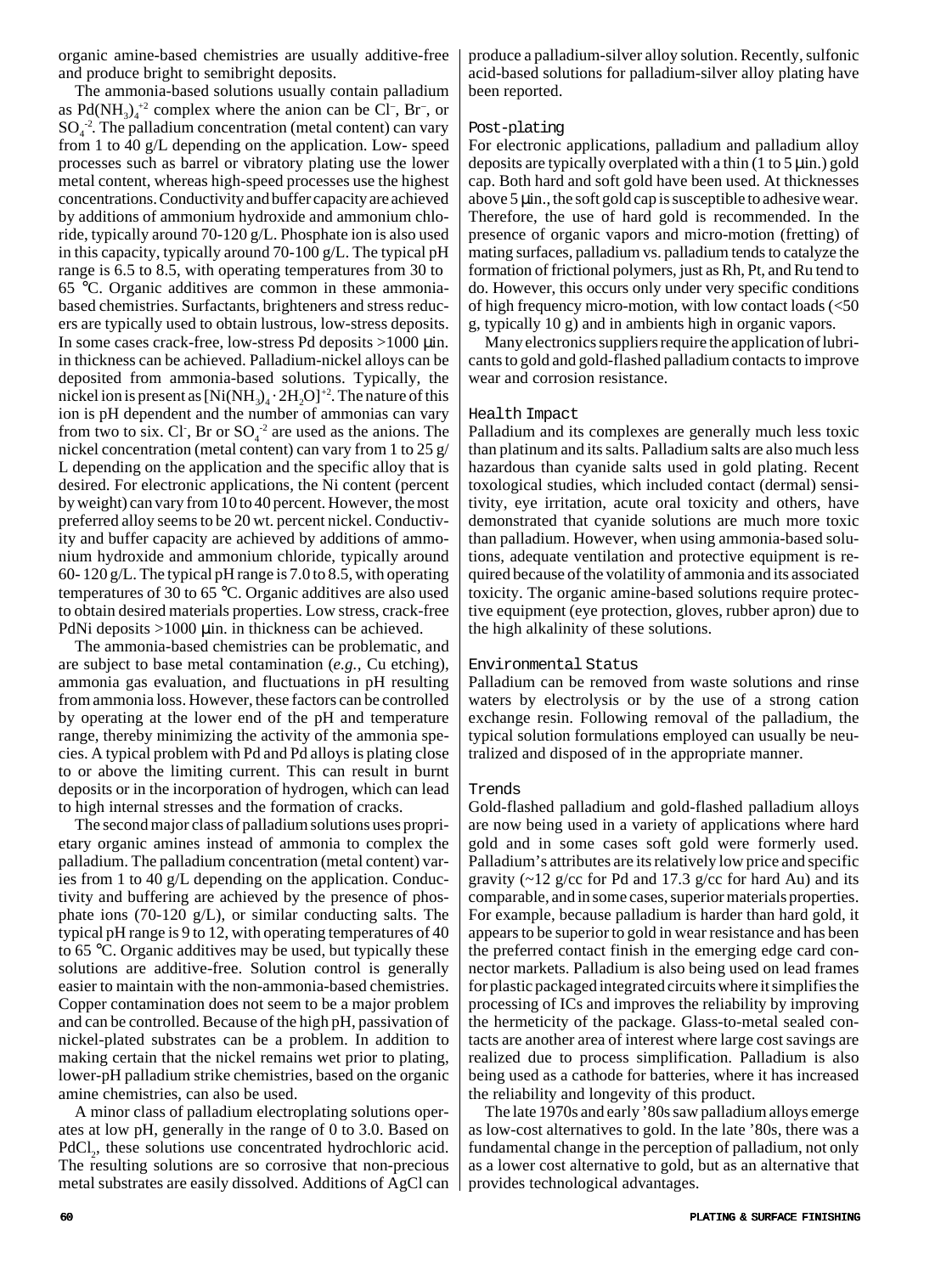organic amine-based chemistries are usually additive-free and produce bright to semibright deposits.

The ammonia-based solutions usually contain palladium as $Pd(NH_3)_4^{+2}$ complex where the anion can be $Cl^-$, $Br^-$, or $SO_4^{-2}$. The palladium concentration (metal content) can vary from 1 to 40 g/L depending on the application. Low- speed processes such as barrel or vibratory plating use the lower metal content, whereas high-speed processes use the highest concentrations. Conductivity and buffer capacity are achieved by additions of ammonium hydroxide and ammonium chloride, typically around 70-120 g/L. Phosphate ion is also used in this capacity, typically around 70-100 g/L. The typical pH range is 6.5 to 8.5, with operating temperatures from 30 to 65 °C. Organic additives are common in these ammonia-based chemistries. Surfactants, brighteners and stress reducers are typically used to obtain lustrous, low-stress deposits. In some cases crack-free, low-stress Pd deposits >1000 µin. in thickness can be achieved. Palladium-nickel alloys can be deposited from ammonia-based solutions. Typically, the nickel ion is present as $[Ni(NH_3)_4 \cdot 2H_2O]^{+2}$. The nature of this ion is pH dependent and the number of ammonias can vary from two to six. $Cl^-$, Br or $SO_4^{-2}$ are used as the anions. The nickel concentration (metal content) can vary from 1 to 25 g/L depending on the application and the specific alloy that is desired. For electronic applications, the Ni content (percent by weight) can vary from 10 to 40 percent. However, the most preferred alloy seems to be 20 wt. percent nickel. Conductivity and buffer capacity are achieved by additions of ammonium hydroxide and ammonium chloride, typically around 60- 120 g/L. The typical pH range is 7.0 to 8.5, with operating temperatures of 30 to 65 °C. Organic additives are also used to obtain desired materials properties. Low stress, crack-free PdNi deposits >1000 µin. in thickness can be achieved.

The ammonia-based chemistries can be problematic, and are subject to base metal contamination (*e.g.*, Cu etching), ammonia gas evaluation, and fluctuations in pH resulting from ammonia loss. However, these factors can be controlled by operating at the lower end of the pH and temperature range, thereby minimizing the activity of the ammonia species. A typical problem with Pd and Pd alloys is plating close to or above the limiting current. This can result in burnt deposits or in the incorporation of hydrogen, which can lead to high internal stresses and the formation of cracks.

The second major class of palladium solutions uses proprietary organic amines instead of ammonia to complex the palladium. The palladium concentration (metal content) varies from 1 to 40 g/L depending on the application. Conductivity and buffering are achieved by the presence of phosphate ions (70-120 g/L), or similar conducting salts. The typical pH range is 9 to 12, with operating temperatures of 40 to 65 °C. Organic additives may be used, but typically these solutions are additive-free. Solution control is generally easier to maintain with the non-ammonia-based chemistries. Copper contamination does not seem to be a major problem and can be controlled. Because of the high pH, passivation of nickel-plated substrates can be a problem. In addition to making certain that the nickel remains wet prior to plating, lower-pH palladium strike chemistries, based on the organic amine chemistries, can also be used.

A minor class of palladium electroplating solutions operates at low pH, generally in the range of 0 to 3.0. Based on $PdCl_2$, these solutions use concentrated hydrochloric acid. The resulting solutions are so corrosive that non-precious metal substrates are easily dissolved. Additions of AgCl can produce a palladium-silver alloy solution. Recently, sulfonic acid-based solutions for palladium-silver alloy plating have been reported.

## Post-plating

For electronic applications, palladium and palladium alloy deposits are typically overplated with a thin (1 to 5 µin.) gold cap. Both hard and soft gold have been used. At thicknesses above 5 µin., the soft gold cap is susceptible to adhesive wear. Therefore, the use of hard gold is recommended. In the presence of organic vapors and micro-motion (fretting) of mating surfaces, palladium vs. palladium tends to catalyze the formation of frictional polymers, just as Rh, Pt, and Ru tend to do. However, this occurs only under very specific conditions of high frequency micro-motion, with low contact loads (<50 g, typically 10 g) and in ambients high in organic vapors.

Many electronics suppliers require the application of lubricants to gold and gold-flashed palladium contacts to improve wear and corrosion resistance.

## Health Impact

Palladium and its complexes are generally much less toxic than platinum and its salts. Palladium salts are also much less hazardous than cyanide salts used in gold plating. Recent toxological studies, which included contact (dermal) sensitivity, eye irritation, acute oral toxicity and others, have demonstrated that cyanide solutions are much more toxic than palladium. However, when using ammonia-based solutions, adequate ventilation and protective equipment is required because of the volatility of ammonia and its associated toxicity. The organic amine-based solutions require protective equipment (eye protection, gloves, rubber apron) due to the high alkalinity of these solutions.

## Environmental Status

Palladium can be removed from waste solutions and rinse waters by electrolysis or by the use of a strong cation exchange resin. Following removal of the palladium, the typical solution formulations employed can usually be neutralized and disposed of in the appropriate manner.

## Trends

Gold-flashed palladium and gold-flashed palladium alloys are now being used in a variety of applications where hard gold and in some cases soft gold were formerly used. Palladium's attributes are its relatively low price and specific gravity (~12 g/cc for Pd and 17.3 g/cc for hard Au) and its comparable, and in some cases, superior materials properties. For example, because palladium is harder than hard gold, it appears to be superior to gold in wear resistance and has been the preferred contact finish in the emerging edge card connector markets. Palladium is also being used on lead frames for plastic packaged integrated circuits where it simplifies the processing of ICs and improves the reliability by improving the hermeticity of the package. Glass-to-metal sealed contacts are another area of interest where large cost savings are realized due to process simplification. Palladium is also being used as a cathode for batteries, where it has increased the reliability and longevity of this product.

The late 1970s and early '80s saw palladium alloys emerge as low-cost alternatives to gold. In the late '80s, there was a fundamental change in the perception of palladium, not only as a lower cost alternative to gold, but as an alternative that provides technological advantages.